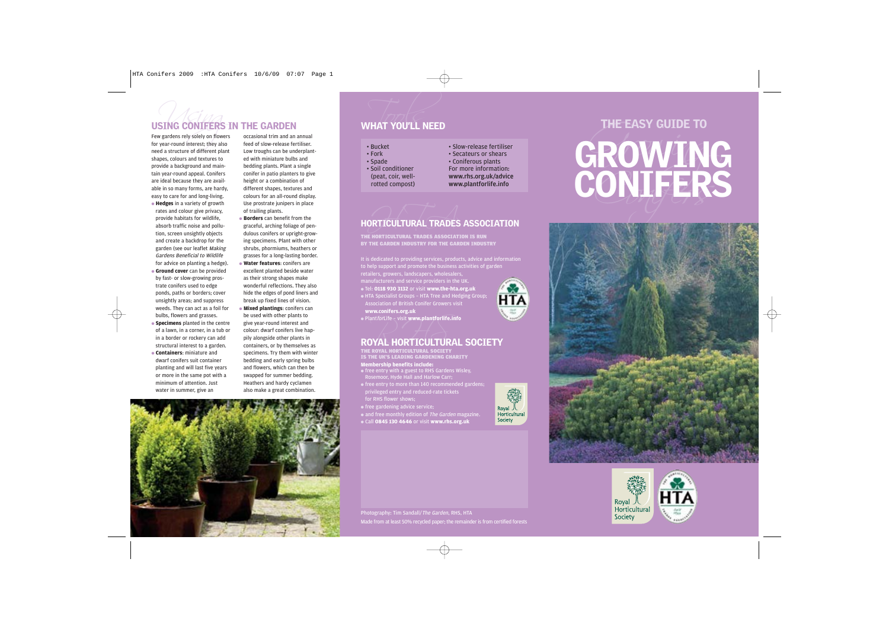## USING CONIFERS IN THE GARDEN

Few gardens rely solely on flowers for year-round interest; they also need a structure of different plant shapes, colours and textures to provide a background and maintain year-round appeal. Conifers are ideal because they are available in so many forms, are hardy, easy to care for and long-living.

- **Hedges** in a variety of growth rates and colour give privacy, provide habitats for wildlife, absorb traffic noise and pollution, screen unsightly objects and create a backdrop for the garden (see our leaflet *Making Gardens Beneficial to Wildlife* for advice on planting a hedge).
- **Ground cover** can be provided by fast- or slow-growing prostrate conifers used to edge ponds, paths or borders; cover unsightly areas; and suppress weeds. They can act as a foil for bulbs, flowers and grasses.
- **Specimens** planted in the centre of a lawn, in a corner, in a tub or in a border or rockery can add structural interest to a garden.
- **Containers**: miniature and dwarf conifers suit container planting and will last five years or more in the same pot with a minimum of attention. Just water in summer, give an occasional trim and an annual feed of slow-release fertiliser. Low troughs can be underplanted with miniature bulbs and bedding plants. Plant a single conifer in patio planters to give height or a combination of different shapes, textures and colours for an all-round display. Use prostrate junipers in place of trailing plants.
- **Borders** can benefit from the graceful, arching foliage of pendulous conifers or upright-growing specimens. Plant with other shrubs, phormiums, heathers or grasses for a long-lasting border.
- **Water features**: conifers are excellent planted beside water as their strong shapes make wonderful reflections. They also hide the edges of pond liners and break up fixed lines of vision.
- **Mixed plantings**: conifers can be used with other plants to give year-round interest and colour: dwarf conifers live happily alongside other plants in containers, or by themselves as specimens. Try them with winter bedding and early spring bulbs and flowers, which can then be swapped for summer bedding. Heathers and hardy cyclamen also make a great combination.

## WHAT YOU'LL NEED

- Bucket
- Fork
- Spade
- Soil conditioner (peat, coir, well-rotted compost)
- Slow-release fertiliser
- Secateurs or shears
- Coniferous plants

For more information:
**www.rhs.org.uk/advice**
**www.plantforlife.info**

## HORTICULTURAL TRADES ASSOCIATION

**THE HORTICULTURAL TRADES ASSOCIATION IS RUN BY THE GARDEN INDUSTRY FOR THE GARDEN INDUSTRY**

It is dedicated to providing services, products, advice and information to help support and promote the business activities of garden retailers, growers, landscapers, wholesalers, manufacturers and service providers in the UK.

- Tel: **0118 930 3132** or visit **www.the-hta.org.uk**
- HTA Specialist Groups – HTA Tree and Hedging Group; Association of British Conifer Growers visit **www.conifers.org.uk**
- Plant*for*Life – visit **www.plantforlife.info**

## ROYAL HORTICULTURAL SOCIETY

**THE ROYAL HORTICULTURAL SOCIETY IS THE UK'S LEADING GARDENING CHARITY**

**Membership benefits include:**

- free entry with a guest to RHS Gardens Wisley, Rosemoor, Hyde Hall and Harlow Carr;
- free entry to more than 140 recommended gardens; privileged entry and reduced-rate tickets for RHS flower shows;
- free gardening advice service;
- and free monthly edition of *The Garden* magazine.
- Call **0845 130 4646** or visit **www.rhs.org.uk**

Photography: Tim Sandall/*The Garden*, RHS, HTA

Made from at least 50% recycled paper; the remainder is from certified forests

# THE EASY GUIDE TO GROWING CONIFERS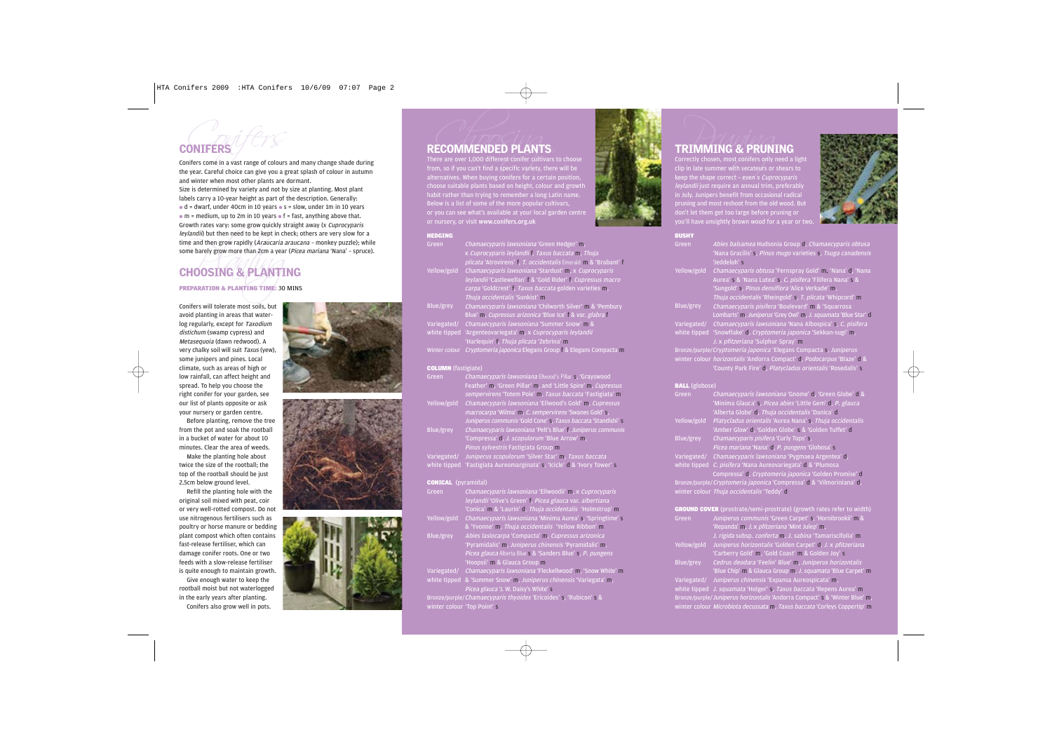## CONIFERS

Conifers come in a vast range of colours and many change shade during the year. Careful choice can give you a great splash of colour in autumn and winter when most other plants are dormant.

Size is determined by variety and not by size at planting. Most plant labels carry a 10-year height as part of the description. Generally:

- d = dwarf, under 40cm in 10 years • s = slow, under 1m in 10 years
- m = medium, up to 2m in 10 years • f = fast, anything above that.

Growth rates vary: some grow quickly straight away (x *Cuprocyparis leylandii*) but then need to be kept in check; others are very slow for a time and then grow rapidly (*Araucaria araucana* – monkey puzzle); while some barely grow more than 2cm a year (*Picea mariana* 'Nana' – spruce).

## CHOOSING & PLANTING

**PREPARATION & PLANTING TIME:** 30 MINS

Conifers will tolerate most soils, but avoid planting in areas that waterlog regularly, except for *Taxodium distichum* (swamp cypress) and *Metasequoia* (dawn redwood). A very chalky soil will suit *Taxus* (yew), some junipers and pines. Local climate, such as areas of high or low rainfall, can affect height and spread. To help you choose the right conifer for your garden, see our list of plants opposite or ask your nursery or garden centre.

Before planting, remove the tree from the pot and soak the rootball in a bucket of water for about 10 minutes. Clear the area of weeds.

Make the planting hole about twice the size of the rootball; the top of the rootball should be just 2.5cm below ground level.

Refill the planting hole with the original soil mixed with peat, coir or very well-rotted compost. Do not use nitrogenous fertilisers such as poultry or horse manure or bedding plant compost which often contains fast-release fertiliser, which can damage conifer roots. One or two feeds with a slow-release fertiliser is quite enough to maintain growth.

Give enough water to keep the rootball moist but not waterlogged in the early years after planting.

Conifers also grow well in pots.

## RECOMMENDED PLANTS

There are over 1,000 different conifer cultivars to choose from, so if you can't find a specific variety, there will be alternatives. When buying conifers for a certain position, choose suitable plants based on height, colour and growth habit rather than trying to remember a long Latin name. Below is a list of some of the more popular cultivars, or you can see what's available at your local garden centre or nursery, or visit **www.conifers.org.uk**

### HEDGING

| | |
|---|---|
| Green | *Chamaecyparis lawsoniana* 'Green Hedger' m, x *Cuprocyparis leylandii* f, *Taxus baccata* m, *Thuja plicata* 'Atrovirens' f, *T. occidentalis* Emerald m & 'Brabant' f |
| Yellow/gold | *Chamaecyparis lawsoniana* 'Stardust' m, x *Cuprocyparis leylandii* 'Castlewellan' f & 'Gold Rider' f, *Cupressus macrocarpa* 'Goldcrest' f, *Taxus baccata* golden varieties m, *Thuja occidentalis* 'Sunkist' m |
| Blue/grey | *Chamaecyparis lawsoniana* 'Chilworth Silver' m & 'Pembury Blue' m, *Cupressus arizonica* 'Blue Ice' f & var. *glabra* f |
| Variegated/ white tipped | *Chamaecyparis lawsoniana* 'Summer Snow' m & 'Argenteovariegata' m, x *Cuprocyparis leylandii* 'Harlequin' f, *Thuja plicata* 'Zebrina' m |
| Winter colour | *Cryptomeria japonica* Elegans Group f & Elegans Compacta m |

### COLUMN (fastigiate)

| | |
|---|---|
| Green | *Chamaecyparis lawsoniana* Ellwood's Pillar s, 'Grayswood Feather' m, 'Green Pillar' m, and 'Little Spire' m, *Cupressus sempervirens* 'Totem Pole' m, *Taxus baccata* 'Fastigiata' m |
| Yellow/gold | *Chamaecyparis lawsoniana* 'Ellwood's Gold' m, *Cupressus macrocarpa* 'Wilma' m, *C. sempervirens* 'Swanes Gold' s, *Juniperus communis* 'Gold Cone' s, *Taxus baccata* 'Standishii' s |
| Blue/grey | *Chamaecyparis lawsoniana* 'Pelt's Blue' f, *Juniperus communis* 'Compressa' d, *J. scopulorum* 'Blue Arrow' m, *Pinus sylvestris* Fastigiata Group m |
| Variegated/ white tipped | *Juniperus scopulorum* 'Silver Star' m, *Taxus baccata* 'Fastigiata Aureomarginata' s, 'Icicle' d & 'Ivory Tower' s |

### CONICAL (pyramidal)

| | |
|---|---|
| Green | *Chamaecyparis lawsoniana* 'Ellwoodii' m, x *Cuprocyparis leylandii* 'Olive's Green' f, *Picea glauca* var. *albertiana* 'Conica' m & 'Laurin' d, *Thuja occidentalis* 'Holmstrup' m |
| Yellow/gold | *Chamaecyparis lawsoniana* 'Minima Aurea' s, 'Springtime' s & 'Yvonne' m, *Thuja occidentalis* 'Yellow Ribbon' m |
| Blue/grey | *Abies lasiocarpa* 'Compacta' m, *Cupressus arizonica* 'Pyramidalis' m, *Juniperus chinensis* 'Pyramidalis' m, *Picea glauca* Alberta Blue s & 'Sanders Blue' s, *P. pungens* 'Hoopsii' m & Glauca Group m |
| Variegated/ white tipped | *Chamaecyparis lawsoniana* 'Fleckellwood' m, 'Snow White' m & 'Summer Snow' m, *Juniperus chinensis* 'Variegata' m, *Picea glauca* 'J. W. Daisy's White' s |
| Bronze/purple/ winter colour | *Chamaecyparis thyoides* 'Ericoides' s, 'Rubicon' s & 'Top Point' s |

## TRIMMING & PRUNING

Correctly chosen, most conifers only need a light clip in late summer with secateurs or shears to keep the shape correct – even x *Cuprocyparis leylandii* just require an annual trim, preferably in July. Junipers benefit from occasional radical pruning and most reshoot from the old wood. But don't let them get too large before pruning or you'll have unsightly brown wood for a year or two.

### BUSHY

| | |
|---|---|
| Green | *Abies balsamea* Hudsonia Group d, *Chamaecyparis obtusa* 'Nana Gracilis' s, *Pinus mugo* varieties s, *Tsuga canadensis* 'Jeddeloh' s |
| Yellow/gold | *Chamaecyparis obtusa* 'Fernspray Gold' m, 'Nana Aurea' s & 'Nana Lutea' s, *C. pisifera* 'Filifera Nana' s & 'Sungold' s, *Pinus densiflora* 'Alice Verkade' m, *Thuja occidentalis* 'Rheingold' s, *T. plicata* 'Whipcord' m |
| Blue/grey | *Chamaecyparis pisifera* 'Boulevard' m & 'Squarrosa Lombarts' m, *Juniperus* 'Grey Owl' m, *J. squamata* 'Blue Star' d |
| Variegated/ white tipped | *Chamaecyparis lawsoniana* 'Nana Albospica' s, *C. pisifera* 'Snowflake' d, *Cryptomeria japonica* 'Sekkan-sugi' m, *J.* x *pfitzeriana* 'Sulphur Spray' m |
| Bronze/purple/ winter colour | *Cryptomeria japonica* 'Elegans Compacta' s, *Juniperus horizontalis* 'Andorra Compact' d, *Podocarpus* 'Blaze' d & 'County Park Fire' d, *Platycladus orientalis* 'Rosedalis' s |

### BALL (globose)

| | |
|---|---|
| Green | *Chamaecyparis lawsoniana* 'Gnome' d, 'Green Globe' d & 'Minima Glauca' s, *Picea abies* 'Little Gem' d, *P. glauca* 'Alberta Globe' d, *Thuja occidentalis* 'Danica' d |
| Yellow/gold | *Platycladus orientalis* 'Aurea Nana' s, *Thuja occidentalis* 'Amber Glow' d, 'Golden Globe' s & 'Golden Tuffet' d |
| Blue/grey | *Chamaecyparis pisifera* 'Curly Tops' s, *Picea mariana* 'Nana' d, *P. pungens* 'Globosa' s |
| Variegated/ white tipped | *Chamaecyparis lawsoniana* 'Pygmaea Argentea' d, *C. pisifera* 'Nana Aureovariegata' d & 'Plumosa Compressa' d, *Cryptomeria japonica* 'Golden Promise' d |
| Bronze/purple/ winter colour | *Cryptomeria japonica* 'Compressa' d & 'Vilmoriniana' d, *Thuja occidentalis* 'Teddy' d |

### GROUND COVER (prostrate/semi-prostrate) (growth rates refer to width)

| | |
|---|---|
| Green | *Juniperus communis* 'Green Carpet' s, 'Hornibrookii' m & 'Repanda' m, *J.* x *pfitzeriana* 'Mint Julep' m, *J. rigida* subsp. *conferta* m, *J. sabina* 'Tamariscifolia' m |
| Yellow/gold | *Juniperus horizontalis* 'Golden Carpet' d, *J.* x *pfitzeriana* 'Carberry Gold' m, 'Gold Coast' m & Golden Joy' s |
| Blue/grey | *Cedrus deodara* 'Feelin' Blue' m, *Juniperus horizontalis* 'Blue Chip' m & Glauca Group m, *J. squamata* 'Blue Carpet' m |
| Variegated/ white tipped | *Juniperus chinensis* 'Expansa Aureospicata' m, *J. squamata* 'Holger' s, *Taxus baccata* 'Repens Aurea' m |
| Bronze/purple/ winter colour | *Juniperus horizontalis* 'Andorra Compact' s & 'Winter Blue' m, *Microbiota decussata* m, *Taxus baccata* 'Corleys Coppertip' m |